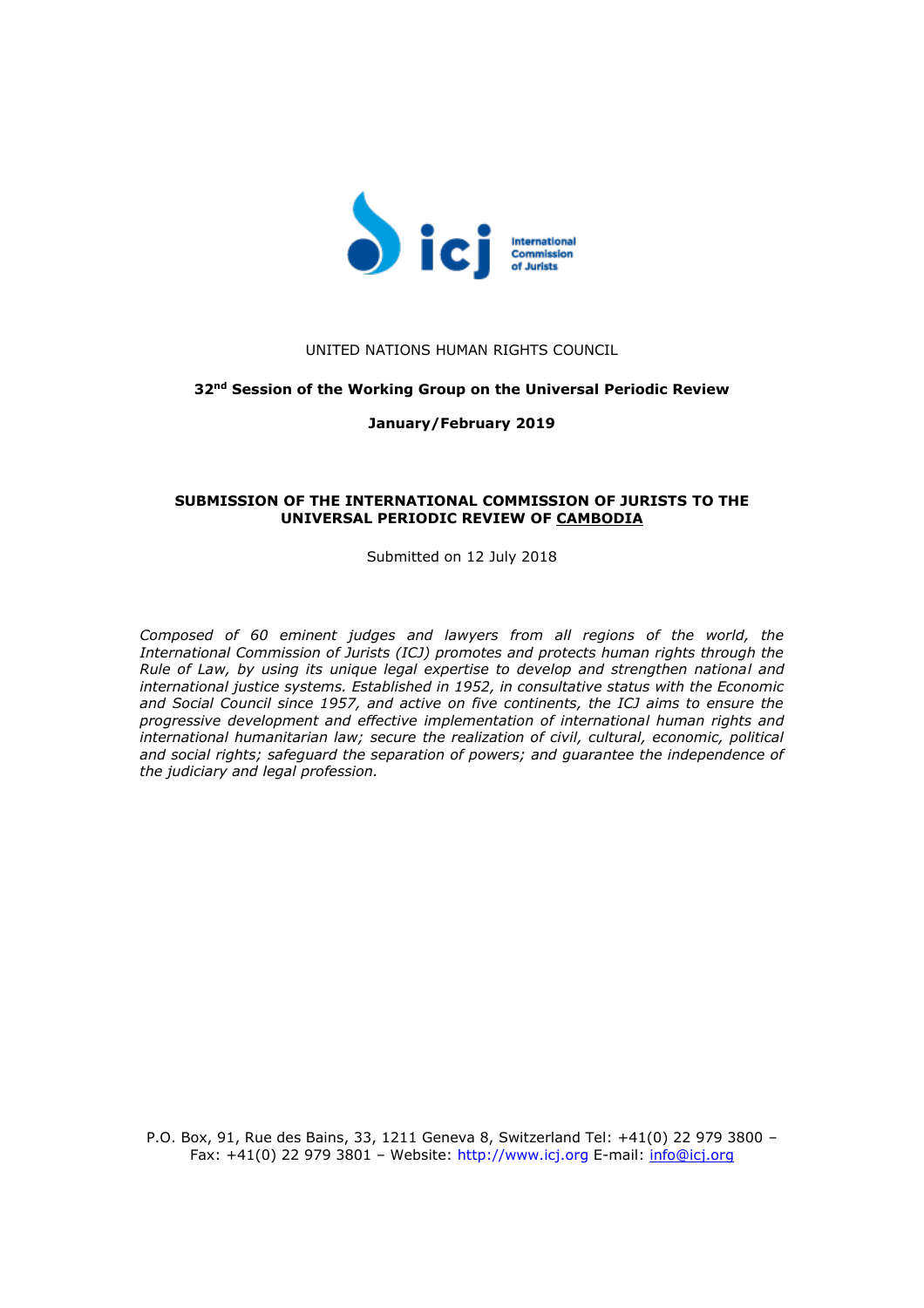UNITED NATIONS HUMAN RIGHTS COUNCIL

**32nd Session of the Working Group on the Universal Periodic Review**

**January/February 2019**

**SUBMISSION OF THE INTERNATIONAL COMMISSION OF JURISTS TO THE UNIVERSAL PERIODIC REVIEW OF CAMBODIA**

Submitted on 12 July 2018

*Composed of 60 eminent judges and lawyers from all regions of the world, the International Commission of Jurists (ICJ) promotes and protects human rights through the Rule of Law, by using its unique legal expertise to develop and strengthen national and international justice systems. Established in 1952, in consultative status with the Economic and Social Council since 1957, and active on five continents, the ICJ aims to ensure the progressive development and effective implementation of international human rights and international humanitarian law; secure the realization of civil, cultural, economic, political and social rights; safeguard the separation of powers; and guarantee the independence of the judiciary and legal profession.*

P.O. Box, 91, Rue des Bains, 33, 1211 Geneva 8, Switzerland Tel: +41(0) 22 979 3800 – Fax: +41(0) 22 979 3801 – Website: http://www.icj.org E-mail: info@icj.org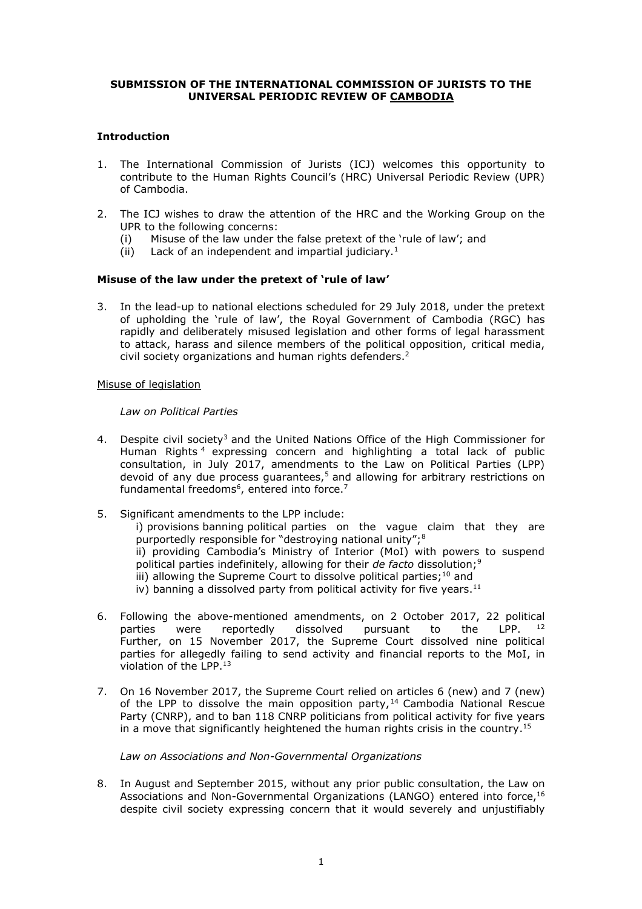**SUBMISSION OF THE INTERNATIONAL COMMISSION OF JURISTS TO THE UNIVERSAL PERIODIC REVIEW OF CAMBODIA**

**Introduction**

1. The International Commission of Jurists (ICJ) welcomes this opportunity to contribute to the Human Rights Council's (HRC) Universal Periodic Review (UPR) of Cambodia.

2. The ICJ wishes to draw the attention of the HRC and the Working Group on the UPR to the following concerns:
   (i) Misuse of the law under the false pretext of the 'rule of law'; and
   (ii) Lack of an independent and impartial judiciary.[1]

**Misuse of the law under the pretext of 'rule of law'**

3. In the lead-up to national elections scheduled for 29 July 2018, under the pretext of upholding the 'rule of law', the Royal Government of Cambodia (RGC) has rapidly and deliberately misused legislation and other forms of legal harassment to attack, harass and silence members of the political opposition, critical media, civil society organizations and human rights defenders.[2]

Misuse of legislation

*Law on Political Parties*

4. Despite civil society[3] and the United Nations Office of the High Commissioner for Human Rights[4] expressing concern and highlighting a total lack of public consultation, in July 2017, amendments to the Law on Political Parties (LPP) devoid of any due process guarantees,[5] and allowing for arbitrary restrictions on fundamental freedoms[6], entered into force.[7]

5. Significant amendments to the LPP include:
   i) provisions banning political parties on the vague claim that they are purportedly responsible for "destroying national unity";[8]
   ii) providing Cambodia's Ministry of Interior (MoI) with powers to suspend political parties indefinitely, allowing for their *de facto* dissolution;[9]
   iii) allowing the Supreme Court to dissolve political parties;[10] and
   iv) banning a dissolved party from political activity for five years.[11]

6. Following the above-mentioned amendments, on 2 October 2017, 22 political parties were reportedly dissolved pursuant to the LPP.[12] Further, on 15 November 2017, the Supreme Court dissolved nine political parties for allegedly failing to send activity and financial reports to the MoI, in violation of the LPP.[13]

7. On 16 November 2017, the Supreme Court relied on articles 6 (new) and 7 (new) of the LPP to dissolve the main opposition party,[14] Cambodia National Rescue Party (CNRP), and to ban 118 CNRP politicians from political activity for five years in a move that significantly heightened the human rights crisis in the country.[15]

*Law on Associations and Non-Governmental Organizations*

8. In August and September 2015, without any prior public consultation, the Law on Associations and Non-Governmental Organizations (LANGO) entered into force,[16] despite civil society expressing concern that it would severely and unjustifiably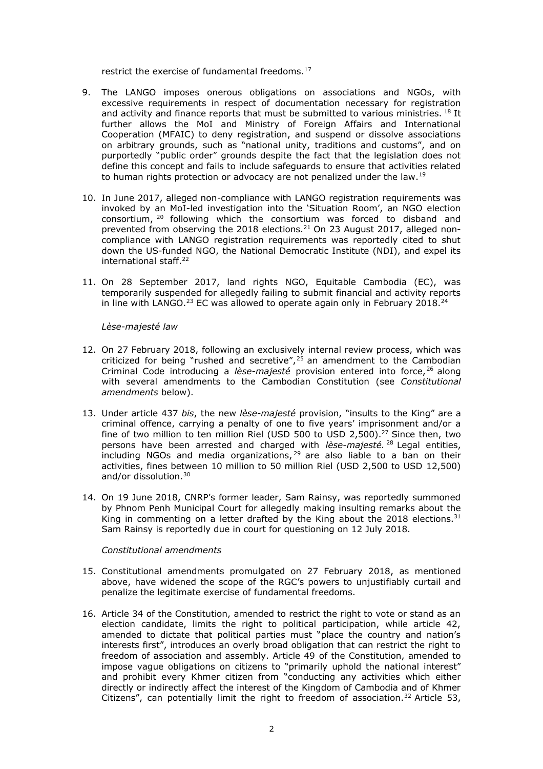restrict the exercise of fundamental freedoms.[17]

9. The LANGO imposes onerous obligations on associations and NGOs, with excessive requirements in respect of documentation necessary for registration and activity and finance reports that must be submitted to various ministries. [18] It further allows the MoI and Ministry of Foreign Affairs and International Cooperation (MFAIC) to deny registration, and suspend or dissolve associations on arbitrary grounds, such as "national unity, traditions and customs", and on purportedly "public order" grounds despite the fact that the legislation does not define this concept and fails to include safeguards to ensure that activities related to human rights protection or advocacy are not penalized under the law.[19]

10. In June 2017, alleged non-compliance with LANGO registration requirements was invoked by an MoI-led investigation into the 'Situation Room', an NGO election consortium, [20] following which the consortium was forced to disband and prevented from observing the 2018 elections.[21] On 23 August 2017, alleged non-compliance with LANGO registration requirements was reportedly cited to shut down the US-funded NGO, the National Democratic Institute (NDI), and expel its international staff.[22]

11. On 28 September 2017, land rights NGO, Equitable Cambodia (EC), was temporarily suspended for allegedly failing to submit financial and activity reports in line with LANGO.[23] EC was allowed to operate again only in February 2018.[24]

*Lèse-majesté law*

12. On 27 February 2018, following an exclusively internal review process, which was criticized for being "rushed and secretive", [25] an amendment to the Cambodian Criminal Code introducing a *lèse-majesté* provision entered into force, [26] along with several amendments to the Cambodian Constitution (see *Constitutional amendments* below).

13. Under article 437 *bis*, the new *lèse-majesté* provision, "insults to the King" are a criminal offence, carrying a penalty of one to five years' imprisonment and/or a fine of two million to ten million Riel (USD 500 to USD 2,500).[27] Since then, two persons have been arrested and charged with *lèse-majesté*. [28] Legal entities, including NGOs and media organizations, [29] are also liable to a ban on their activities, fines between 10 million to 50 million Riel (USD 2,500 to USD 12,500) and/or dissolution.[30]

14. On 19 June 2018, CNRP's former leader, Sam Rainsy, was reportedly summoned by Phnom Penh Municipal Court for allegedly making insulting remarks about the King in commenting on a letter drafted by the King about the 2018 elections.[31] Sam Rainsy is reportedly due in court for questioning on 12 July 2018.

*Constitutional amendments*

15. Constitutional amendments promulgated on 27 February 2018, as mentioned above, have widened the scope of the RGC's powers to unjustifiably curtail and penalize the legitimate exercise of fundamental freedoms.

16. Article 34 of the Constitution, amended to restrict the right to vote or stand as an election candidate, limits the right to political participation, while article 42, amended to dictate that political parties must "place the country and nation's interests first", introduces an overly broad obligation that can restrict the right to freedom of association and assembly. Article 49 of the Constitution, amended to impose vague obligations on citizens to "primarily uphold the national interest" and prohibit every Khmer citizen from "conducting any activities which either directly or indirectly affect the interest of the Kingdom of Cambodia and of Khmer Citizens", can potentially limit the right to freedom of association.[32] Article 53,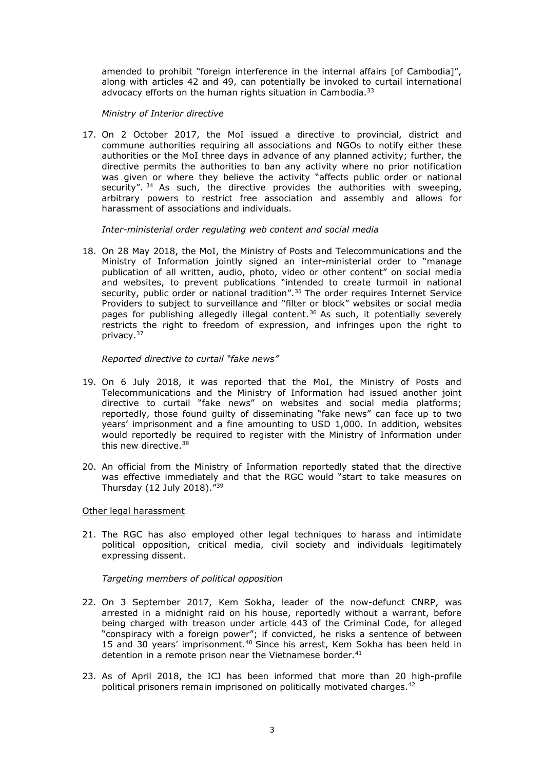amended to prohibit "foreign interference in the internal affairs [of Cambodia]", along with articles 42 and 49, can potentially be invoked to curtail international advocacy efforts on the human rights situation in Cambodia.[33]

*Ministry of Interior directive*

17. On 2 October 2017, the MoI issued a directive to provincial, district and commune authorities requiring all associations and NGOs to notify either these authorities or the MoI three days in advance of any planned activity; further, the directive permits the authorities to ban any activity where no prior notification was given or where they believe the activity "affects public order or national security". [34] As such, the directive provides the authorities with sweeping, arbitrary powers to restrict free association and assembly and allows for harassment of associations and individuals.

*Inter-ministerial order regulating web content and social media*

18. On 28 May 2018, the MoI, the Ministry of Posts and Telecommunications and the Ministry of Information jointly signed an inter-ministerial order to "manage publication of all written, audio, photo, video or other content" on social media and websites, to prevent publications "intended to create turmoil in national security, public order or national tradition".[35] The order requires Internet Service Providers to subject to surveillance and "filter or block" websites or social media pages for publishing allegedly illegal content.[36] As such, it potentially severely restricts the right to freedom of expression, and infringes upon the right to privacy.[37]

*Reported directive to curtail "fake news"*

19. On 6 July 2018, it was reported that the MoI, the Ministry of Posts and Telecommunications and the Ministry of Information had issued another joint directive to curtail "fake news" on websites and social media platforms; reportedly, those found guilty of disseminating "fake news" can face up to two years' imprisonment and a fine amounting to USD 1,000. In addition, websites would reportedly be required to register with the Ministry of Information under this new directive.[38]

20. An official from the Ministry of Information reportedly stated that the directive was effective immediately and that the RGC would "start to take measures on Thursday (12 July 2018)."[39]

<u>Other legal harassment</u>

21. The RGC has also employed other legal techniques to harass and intimidate political opposition, critical media, civil society and individuals legitimately expressing dissent.

*Targeting members of political opposition*

22. On 3 September 2017, Kem Sokha, leader of the now-defunct CNRP, was arrested in a midnight raid on his house, reportedly without a warrant, before being charged with treason under article 443 of the Criminal Code, for alleged "conspiracy with a foreign power"; if convicted, he risks a sentence of between 15 and 30 years' imprisonment.[40] Since his arrest, Kem Sokha has been held in detention in a remote prison near the Vietnamese border.[41]

23. As of April 2018, the ICJ has been informed that more than 20 high-profile political prisoners remain imprisoned on politically motivated charges.[42]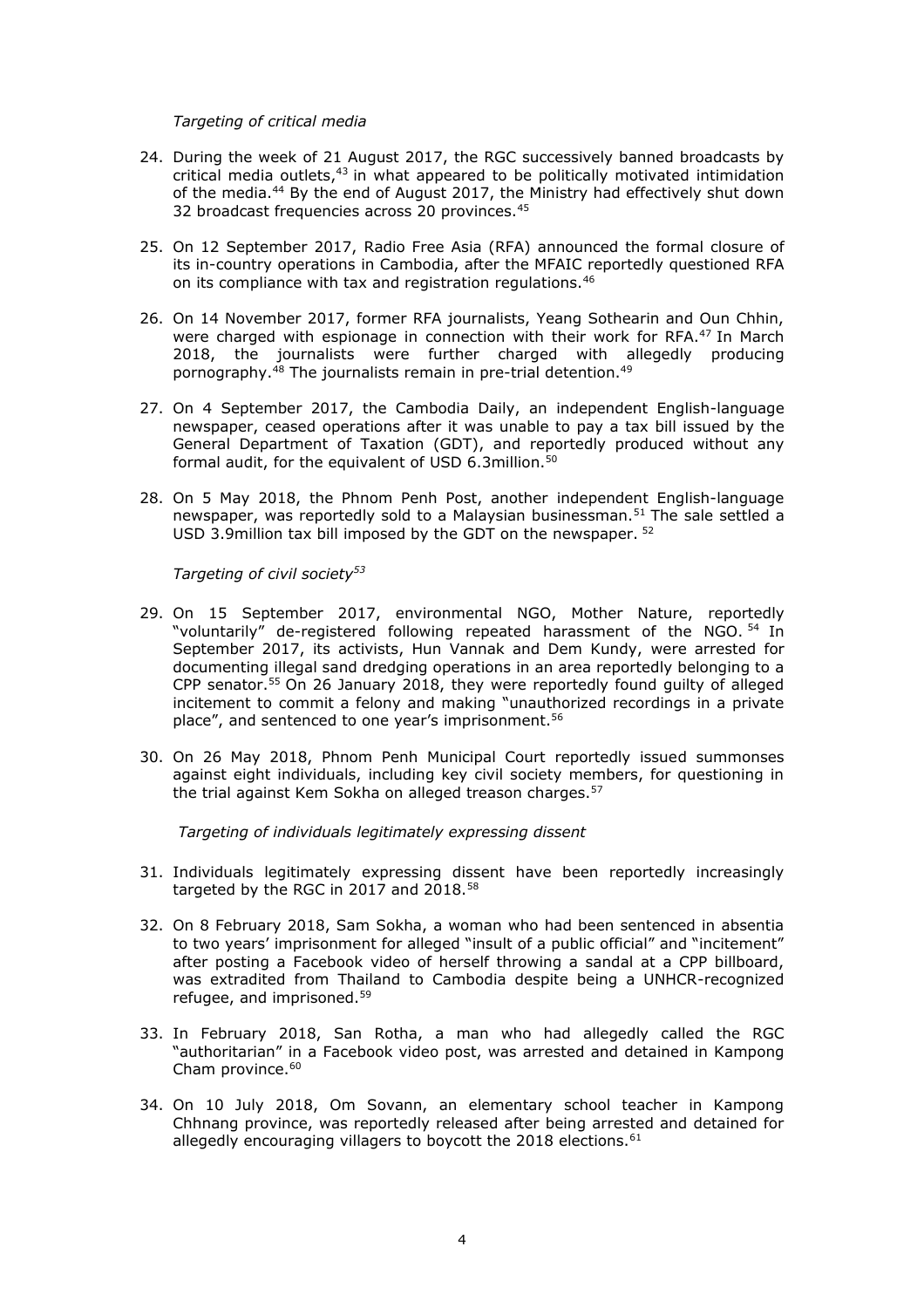*Targeting of critical media*

24. During the week of 21 August 2017, the RGC successively banned broadcasts by critical media outlets,[43] in what appeared to be politically motivated intimidation of the media.[44] By the end of August 2017, the Ministry had effectively shut down 32 broadcast frequencies across 20 provinces.[45]

25. On 12 September 2017, Radio Free Asia (RFA) announced the formal closure of its in-country operations in Cambodia, after the MFAIC reportedly questioned RFA on its compliance with tax and registration regulations.[46]

26. On 14 November 2017, former RFA journalists, Yeang Sothearin and Oun Chhin, were charged with espionage in connection with their work for RFA.[47] In March 2018, the journalists were further charged with allegedly producing pornography.[48] The journalists remain in pre-trial detention.[49]

27. On 4 September 2017, the Cambodia Daily, an independent English-language newspaper, ceased operations after it was unable to pay a tax bill issued by the General Department of Taxation (GDT), and reportedly produced without any formal audit, for the equivalent of USD 6.3million.[50]

28. On 5 May 2018, the Phnom Penh Post, another independent English-language newspaper, was reportedly sold to a Malaysian businessman.[51] The sale settled a USD 3.9million tax bill imposed by the GDT on the newspaper. [52]

*Targeting of civil society[53]*

29. On 15 September 2017, environmental NGO, Mother Nature, reportedly "voluntarily" de-registered following repeated harassment of the NGO. [54] In September 2017, its activists, Hun Vannak and Dem Kundy, were arrested for documenting illegal sand dredging operations in an area reportedly belonging to a CPP senator.[55] On 26 January 2018, they were reportedly found guilty of alleged incitement to commit a felony and making "unauthorized recordings in a private place", and sentenced to one year's imprisonment.[56]

30. On 26 May 2018, Phnom Penh Municipal Court reportedly issued summonses against eight individuals, including key civil society members, for questioning in the trial against Kem Sokha on alleged treason charges.[57]

*Targeting of individuals legitimately expressing dissent*

31. Individuals legitimately expressing dissent have been reportedly increasingly targeted by the RGC in 2017 and 2018.[58]

32. On 8 February 2018, Sam Sokha, a woman who had been sentenced in absentia to two years' imprisonment for alleged "insult of a public official" and "incitement" after posting a Facebook video of herself throwing a sandal at a CPP billboard, was extradited from Thailand to Cambodia despite being a UNHCR-recognized refugee, and imprisoned.[59]

33. In February 2018, San Rotha, a man who had allegedly called the RGC "authoritarian" in a Facebook video post, was arrested and detained in Kampong Cham province.[60]

34. On 10 July 2018, Om Sovann, an elementary school teacher in Kampong Chhnang province, was reportedly released after being arrested and detained for allegedly encouraging villagers to boycott the 2018 elections.[61]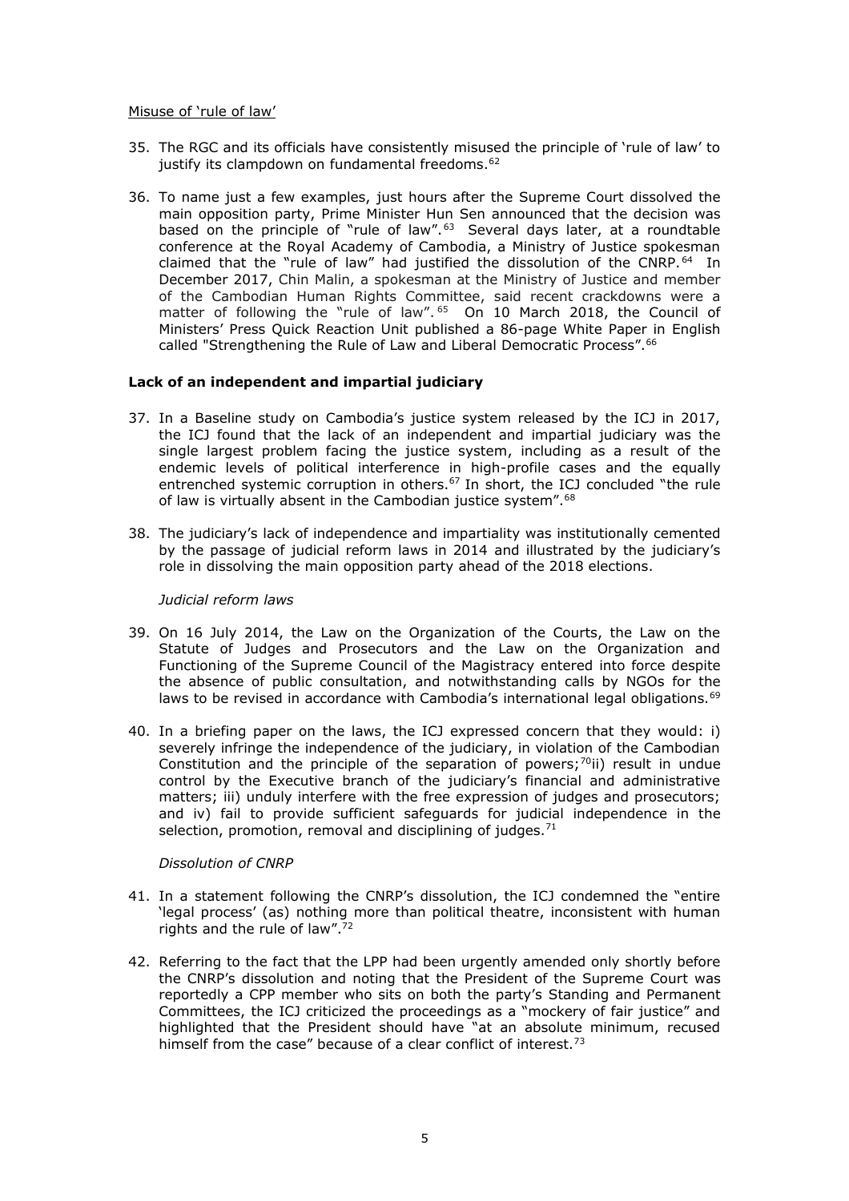Misuse of 'rule of law'

35. The RGC and its officials have consistently misused the principle of 'rule of law' to justify its clampdown on fundamental freedoms.[62]

36. To name just a few examples, just hours after the Supreme Court dissolved the main opposition party, Prime Minister Hun Sen announced that the decision was based on the principle of "rule of law".[63] Several days later, at a roundtable conference at the Royal Academy of Cambodia, a Ministry of Justice spokesman claimed that the "rule of law" had justified the dissolution of the CNRP.[64] In December 2017, Chin Malin, a spokesman at the Ministry of Justice and member of the Cambodian Human Rights Committee, said recent crackdowns were a matter of following the "rule of law".[65] On 10 March 2018, the Council of Ministers' Press Quick Reaction Unit published a 86-page White Paper in English called "Strengthening the Rule of Law and Liberal Democratic Process".[66]

**Lack of an independent and impartial judiciary**

37. In a Baseline study on Cambodia's justice system released by the ICJ in 2017, the ICJ found that the lack of an independent and impartial judiciary was the single largest problem facing the justice system, including as a result of the endemic levels of political interference in high-profile cases and the equally entrenched systemic corruption in others.[67] In short, the ICJ concluded "the rule of law is virtually absent in the Cambodian justice system".[68]

38. The judiciary's lack of independence and impartiality was institutionally cemented by the passage of judicial reform laws in 2014 and illustrated by the judiciary's role in dissolving the main opposition party ahead of the 2018 elections.

*Judicial reform laws*

39. On 16 July 2014, the Law on the Organization of the Courts, the Law on the Statute of Judges and Prosecutors and the Law on the Organization and Functioning of the Supreme Council of the Magistracy entered into force despite the absence of public consultation, and notwithstanding calls by NGOs for the laws to be revised in accordance with Cambodia's international legal obligations.[69]

40. In a briefing paper on the laws, the ICJ expressed concern that they would: i) severely infringe the independence of the judiciary, in violation of the Cambodian Constitution and the principle of the separation of powers;[70] ii) result in undue control by the Executive branch of the judiciary's financial and administrative matters; iii) unduly interfere with the free expression of judges and prosecutors; and iv) fail to provide sufficient safeguards for judicial independence in the selection, promotion, removal and disciplining of judges.[71]

*Dissolution of CNRP*

41. In a statement following the CNRP's dissolution, the ICJ condemned the "entire 'legal process' (as) nothing more than political theatre, inconsistent with human rights and the rule of law".[72]

42. Referring to the fact that the LPP had been urgently amended only shortly before the CNRP's dissolution and noting that the President of the Supreme Court was reportedly a CPP member who sits on both the party's Standing and Permanent Committees, the ICJ criticized the proceedings as a "mockery of fair justice" and highlighted that the President should have "at an absolute minimum, recused himself from the case" because of a clear conflict of interest.[73]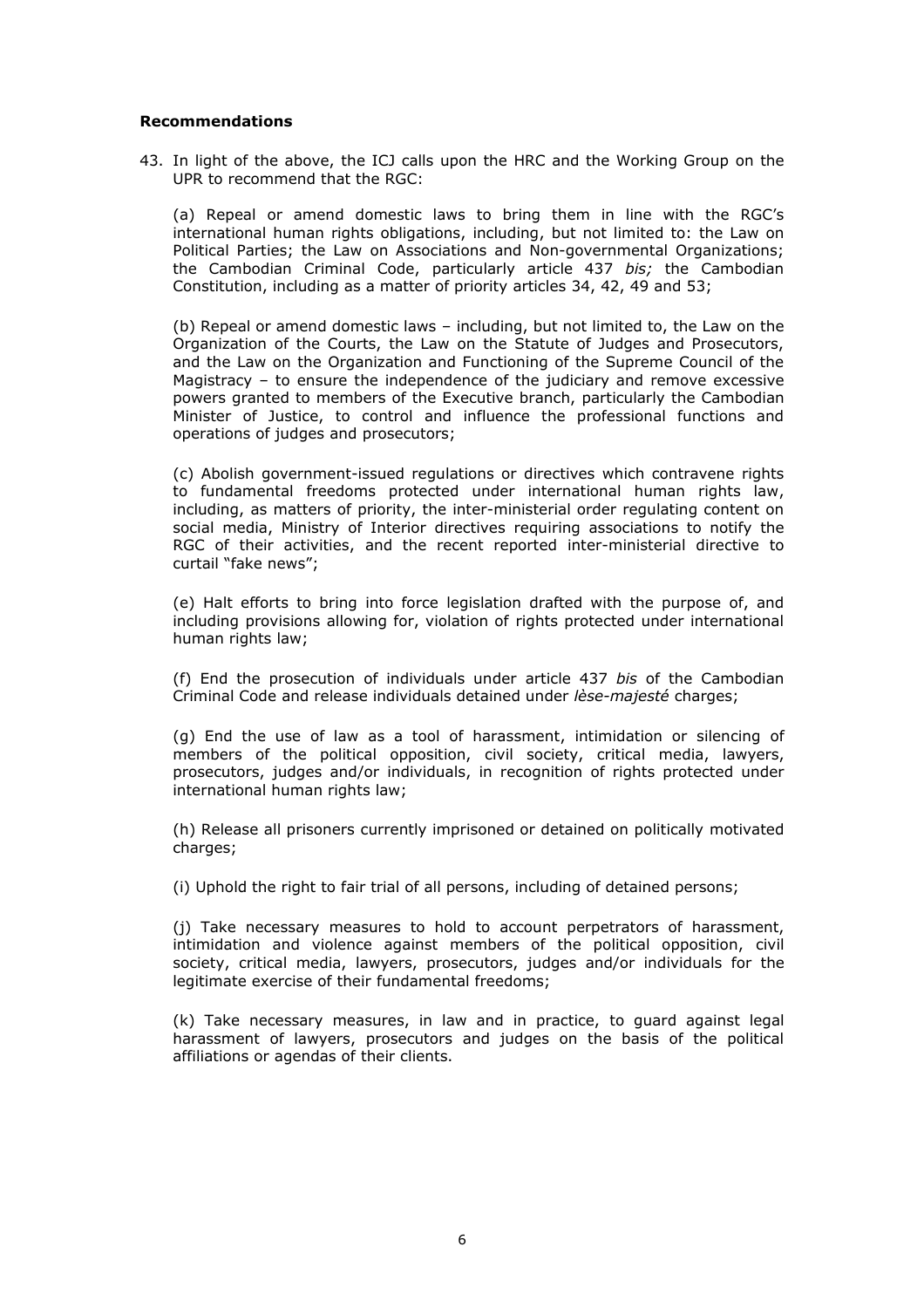**Recommendations**

43. In light of the above, the ICJ calls upon the HRC and the Working Group on the UPR to recommend that the RGC:

(a) Repeal or amend domestic laws to bring them in line with the RGC's international human rights obligations, including, but not limited to: the Law on Political Parties; the Law on Associations and Non-governmental Organizations; the Cambodian Criminal Code, particularly article 437 *bis;* the Cambodian Constitution, including as a matter of priority articles 34, 42, 49 and 53;

(b) Repeal or amend domestic laws – including, but not limited to, the Law on the Organization of the Courts, the Law on the Statute of Judges and Prosecutors, and the Law on the Organization and Functioning of the Supreme Council of the Magistracy – to ensure the independence of the judiciary and remove excessive powers granted to members of the Executive branch, particularly the Cambodian Minister of Justice, to control and influence the professional functions and operations of judges and prosecutors;

(c) Abolish government-issued regulations or directives which contravene rights to fundamental freedoms protected under international human rights law, including, as matters of priority, the inter-ministerial order regulating content on social media, Ministry of Interior directives requiring associations to notify the RGC of their activities, and the recent reported inter-ministerial directive to curtail "fake news";

(e) Halt efforts to bring into force legislation drafted with the purpose of, and including provisions allowing for, violation of rights protected under international human rights law;

(f) End the prosecution of individuals under article 437 *bis* of the Cambodian Criminal Code and release individuals detained under *lèse-majesté* charges;

(g) End the use of law as a tool of harassment, intimidation or silencing of members of the political opposition, civil society, critical media, lawyers, prosecutors, judges and/or individuals, in recognition of rights protected under international human rights law;

(h) Release all prisoners currently imprisoned or detained on politically motivated charges;

(i) Uphold the right to fair trial of all persons, including of detained persons;

(j) Take necessary measures to hold to account perpetrators of harassment, intimidation and violence against members of the political opposition, civil society, critical media, lawyers, prosecutors, judges and/or individuals for the legitimate exercise of their fundamental freedoms;

(k) Take necessary measures, in law and in practice, to guard against legal harassment of lawyers, prosecutors and judges on the basis of the political affiliations or agendas of their clients.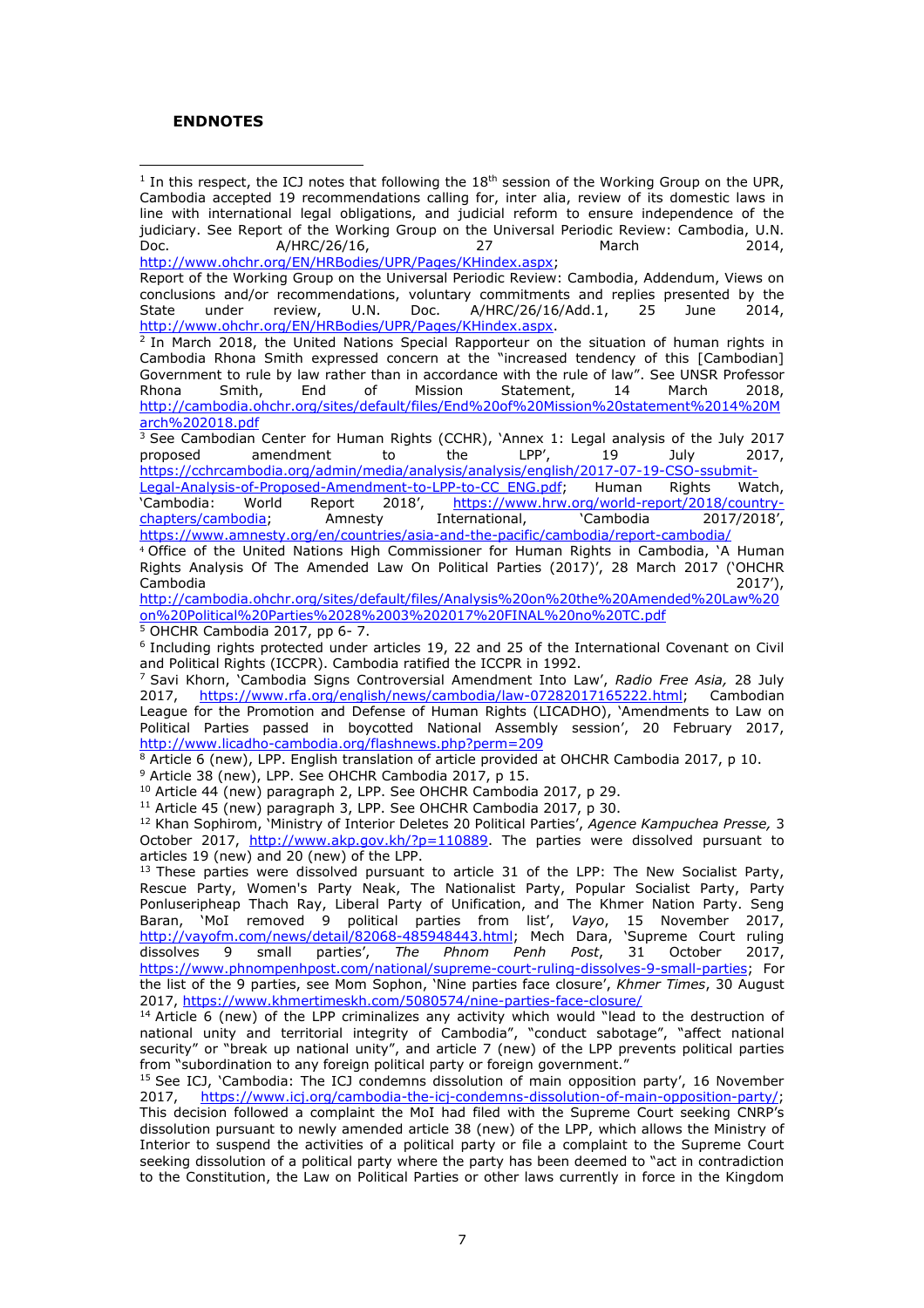**ENDNOTES**

[1] In this respect, the ICJ notes that following the 18th session of the Working Group on the UPR, Cambodia accepted 19 recommendations calling for, inter alia, review of its domestic laws in line with international legal obligations, and judicial reform to ensure independence of the judiciary. See Report of the Working Group on the Universal Periodic Review: Cambodia, U.N. Doc. A/HRC/26/16, 27 March 2014, http://www.ohchr.org/EN/HRBodies/UPR/Pages/KHindex.aspx; Report of the Working Group on the Universal Periodic Review: Cambodia, Addendum, Views on conclusions and/or recommendations, voluntary commitments and replies presented by the State under review, U.N. Doc. A/HRC/26/16/Add.1, 25 June 2014, http://www.ohchr.org/EN/HRBodies/UPR/Pages/KHindex.aspx.

[2] In March 2018, the United Nations Special Rapporteur on the situation of human rights in Cambodia Rhona Smith expressed concern at the "increased tendency of this [Cambodian] Government to rule by law rather than in accordance with the rule of law". See UNSR Professor Rhona Smith, End of Mission Statement, 14 March 2018, http://cambodia.ohchr.org/sites/default/files/End%20of%20Mission%20statement%2014%20March%202018.pdf

[3] See Cambodian Center for Human Rights (CCHR), 'Annex 1: Legal analysis of the July 2017 proposed amendment to the LPP', 19 July 2017, https://cchrcambodia.org/admin/media/analysis/analysis/english/2017-07-19-CSO-ssubmit-Legal-Analysis-of-Proposed-Amendment-to-LPP-to-CC_ENG.pdf; Human Rights Watch, 'Cambodia: World Report 2018', https://www.hrw.org/world-report/2018/country-chapters/cambodia; Amnesty International, 'Cambodia 2017/2018', https://www.amnesty.org/en/countries/asia-and-the-pacific/cambodia/report-cambodia/

[4] Office of the United Nations High Commissioner for Human Rights in Cambodia, 'A Human Rights Analysis Of The Amended Law On Political Parties (2017)', 28 March 2017 ('OHCHR Cambodia 2017'), http://cambodia.ohchr.org/sites/default/files/Analysis%20on%20the%20Amended%20Law%20on%20Political%20Parties%2028%2003%202017%20FINAL%20no%20TC.pdf

[5] OHCHR Cambodia 2017, pp 6- 7.

[6] Including rights protected under articles 19, 22 and 25 of the International Covenant on Civil and Political Rights (ICCPR). Cambodia ratified the ICCPR in 1992.

[7] Savi Khorn, 'Cambodia Signs Controversial Amendment Into Law', *Radio Free Asia,* 28 July 2017, https://www.rfa.org/english/news/cambodia/law-07282017165222.html; Cambodian League for the Promotion and Defense of Human Rights (LICADHO), 'Amendments to Law on Political Parties passed in boycotted National Assembly session', 20 February 2017, http://www.licadho-cambodia.org/flashnews.php?perm=209

[8] Article 6 (new), LPP. English translation of article provided at OHCHR Cambodia 2017, p 10.

[9] Article 38 (new), LPP. See OHCHR Cambodia 2017, p 15.

[10] Article 44 (new) paragraph 2, LPP. See OHCHR Cambodia 2017, p 29.

[11] Article 45 (new) paragraph 3, LPP. See OHCHR Cambodia 2017, p 30.

[12] Khan Sophirom, 'Ministry of Interior Deletes 20 Political Parties', *Agence Kampuchea Presse,* 3 October 2017, http://www.akp.gov.kh/?p=110889. The parties were dissolved pursuant to articles 19 (new) and 20 (new) of the LPP.

[13] These parties were dissolved pursuant to article 31 of the LPP: The New Socialist Party, Rescue Party, Women's Party Neak, The Nationalist Party, Popular Socialist Party, Party Ponluseripheap Thach Ray, Liberal Party of Unification, and The Khmer Nation Party. Seng Baran, 'MoI removed 9 political parties from list', *Vayo*, 15 November 2017, http://vayofm.com/news/detail/82068-485948443.html; Mech Dara, 'Supreme Court ruling dissolves 9 small parties', *The Phnom Penh Post*, 31 October 2017, https://www.phnompenhpost.com/national/supreme-court-ruling-dissolves-9-small-parties; For the list of the 9 parties, see Mom Sophon, 'Nine parties face closure', *Khmer Times*, 30 August 2017, https://www.khmertimeskh.com/5080574/nine-parties-face-closure/

[14] Article 6 (new) of the LPP criminalizes any activity which would "lead to the destruction of national unity and territorial integrity of Cambodia", "conduct sabotage", "affect national security" or "break up national unity", and article 7 (new) of the LPP prevents political parties from "subordination to any foreign political party or foreign government."

[15] See ICJ, 'Cambodia: The ICJ condemns dissolution of main opposition party', 16 November 2017, https://www.icj.org/cambodia-the-icj-condemns-dissolution-of-main-opposition-party/; This decision followed a complaint the MoI had filed with the Supreme Court seeking CNRP's dissolution pursuant to newly amended article 38 (new) of the LPP, which allows the Ministry of Interior to suspend the activities of a political party or file a complaint to the Supreme Court seeking dissolution of a political party where the party has been deemed to "act in contradiction to the Constitution, the Law on Political Parties or other laws currently in force in the Kingdom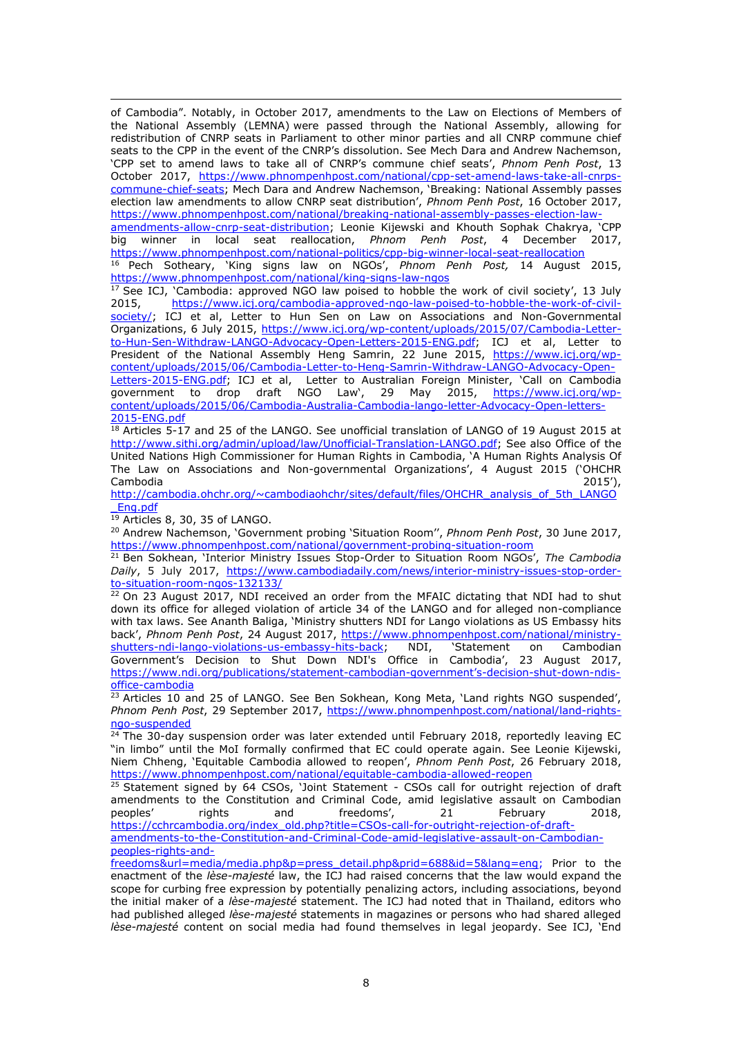of Cambodia". Notably, in October 2017, amendments to the Law on Elections of Members of the National Assembly (LEMNA) were passed through the National Assembly, allowing for redistribution of CNRP seats in Parliament to other minor parties and all CNRP commune chief seats to the CPP in the event of the CNRP's dissolution. See Mech Dara and Andrew Nachemson, 'CPP set to amend laws to take all of CNRP's commune chief seats', *Phnom Penh Post*, 13 October 2017, https://www.phnompenhpost.com/national/cpp-set-amend-laws-take-all-cnrps-commune-chief-seats; Mech Dara and Andrew Nachemson, 'Breaking: National Assembly passes election law amendments to allow CNRP seat distribution', *Phnom Penh Post*, 16 October 2017, https://www.phnompenhpost.com/national/breaking-national-assembly-passes-election-law-amendments-allow-cnrp-seat-distribution; Leonie Kijewski and Khouth Sophak Chakrya, 'CPP big winner in local seat reallocation, *Phnom Penh Post*, 4 December 2017, https://www.phnompenhpost.com/national-politics/cpp-big-winner-local-seat-reallocation

[16] Pech Sotheary, 'King signs law on NGOs', *Phnom Penh Post,* 14 August 2015, https://www.phnompenhpost.com/national/king-signs-law-ngos

[17] See ICJ, 'Cambodia: approved NGO law poised to hobble the work of civil society', 13 July 2015, https://www.icj.org/cambodia-approved-ngo-law-poised-to-hobble-the-work-of-civil-society/; ICJ et al, Letter to Hun Sen on Law on Associations and Non-Governmental Organizations, 6 July 2015, https://www.icj.org/wp-content/uploads/2015/07/Cambodia-Letter-to-Hun-Sen-Withdraw-LANGO-Advocacy-Open-Letters-2015-ENG.pdf; ICJ et al, Letter to President of the National Assembly Heng Samrin, 22 June 2015, https://www.icj.org/wp-content/uploads/2015/06/Cambodia-Letter-to-Heng-Samrin-Withdraw-LANGO-Advocacy-Open-Letters-2015-ENG.pdf; ICJ et al, Letter to Australian Foreign Minister, 'Call on Cambodia government to drop draft NGO Law', 29 May 2015, https://www.icj.org/wp-content/uploads/2015/06/Cambodia-Australia-Cambodia-lango-letter-Advocacy-Open-letters-2015-ENG.pdf

[18] Articles 5-17 and 25 of the LANGO. See unofficial translation of LANGO of 19 August 2015 at http://www.sithi.org/admin/upload/law/Unofficial-Translation-LANGO.pdf; See also Office of the United Nations High Commissioner for Human Rights in Cambodia, 'A Human Rights Analysis Of The Law on Associations and Non-governmental Organizations', 4 August 2015 ('OHCHR Cambodia 2015'), http://cambodia.ohchr.org/~cambodiaohchr/sites/default/files/OHCHR_analysis_of_5th_LANGO_Eng.pdf

[19] Articles 8, 30, 35 of LANGO.

[20] Andrew Nachemson, 'Government probing 'Situation Room'', *Phnom Penh Post*, 30 June 2017, https://www.phnompenhpost.com/national/government-probing-situation-room

[21] Ben Sokhean, 'Interior Ministry Issues Stop-Order to Situation Room NGOs', *The Cambodia Daily*, 5 July 2017, https://www.cambodiadaily.com/news/interior-ministry-issues-stop-order-to-situation-room-ngos-132133/

[22] On 23 August 2017, NDI received an order from the MFAIC dictating that NDI had to shut down its office for alleged violation of article 34 of the LANGO and for alleged non-compliance with tax laws. See Ananth Baliga, 'Ministry shutters NDI for Lango violations as US Embassy hits back', *Phnom Penh Post*, 24 August 2017, https://www.phnompenhpost.com/national/ministry-shutters-ndi-lango-violations-us-embassy-hits-back; NDI, 'Statement on Cambodian Government's Decision to Shut Down NDI's Office in Cambodia', 23 August 2017, https://www.ndi.org/publications/statement-cambodian-government's-decision-shut-down-ndis-office-cambodia

[23] Articles 10 and 25 of LANGO. See Ben Sokhean, Kong Meta, 'Land rights NGO suspended', *Phnom Penh Post*, 29 September 2017, https://www.phnompenhpost.com/national/land-rights-ngo-suspended

[24] The 30-day suspension order was later extended until February 2018, reportedly leaving EC "in limbo" until the MoI formally confirmed that EC could operate again. See Leonie Kijewski, Niem Chheng, 'Equitable Cambodia allowed to reopen', *Phnom Penh Post*, 26 February 2018, https://www.phnompenhpost.com/national/equitable-cambodia-allowed-reopen

[25] Statement signed by 64 CSOs, 'Joint Statement - CSOs call for outright rejection of draft amendments to the Constitution and Criminal Code, amid legislative assault on Cambodian peoples' rights and freedoms', 21 February 2018, https://cchrcambodia.org/index_old.php?title=CSOs-call-for-outright-rejection-of-draft-amendments-to-the-Constitution-and-Criminal-Code-amid-legislative-assault-on-Cambodian-peoples-rights-and-freedoms&url=media/media.php&p=press_detail.php&prid=688&id=5&lang=eng; Prior to the enactment of the *lèse-majesté* law, the ICJ had raised concerns that the law would expand the scope for curbing free expression by potentially penalizing actors, including associations, beyond the initial maker of a *lèse-majesté* statement. The ICJ had noted that in Thailand, editors who had published alleged *lèse-majesté* statements in magazines or persons who had shared alleged *lèse-majesté* content on social media had found themselves in legal jeopardy. See ICJ, 'End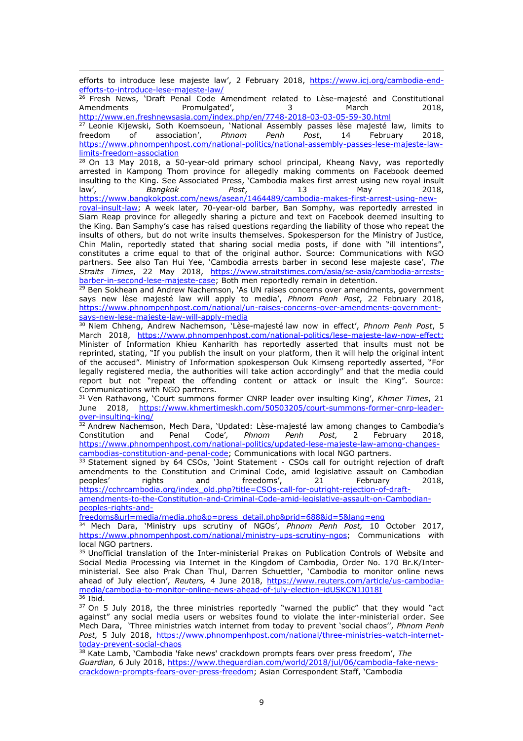efforts to introduce lese majeste law', 2 February 2018, https://www.icj.org/cambodia-end-efforts-to-introduce-lese-majeste-law/

[26] Fresh News, 'Draft Penal Code Amendment related to Lèse-majesté and Constitutional Amendments Promulgated', 3 March 2018, http://www.en.freshnewsasia.com/index.php/en/7748-2018-03-03-05-59-30.html

[27] Leonie Kijewski, Soth Koemsoeun, 'National Assembly passes lèse majesté law, limits to freedom of association', *Phnom Penh Post*, 14 February 2018, https://www.phnompenhpost.com/national-politics/national-assembly-passes-lese-majeste-law-limits-freedom-association

[28] On 13 May 2018, a 50-year-old primary school principal, Kheang Navy, was reportedly arrested in Kampong Thom province for allegedly making comments on Facebook deemed insulting to the King. See Associated Press, 'Cambodia makes first arrest using new royal insult law', *Bangkok Post*, 13 May 2018, https://www.bangkokpost.com/news/asean/1464489/cambodia-makes-first-arrest-using-new-royal-insult-law; A week later, 70-year-old barber, Ban Somphy, was reportedly arrested in Siam Reap province for allegedly sharing a picture and text on Facebook deemed insulting to the King. Ban Samphy's case has raised questions regarding the liability of those who repeat the insults of others, but do not write insults themselves. Spokesperson for the Ministry of Justice, Chin Malin, reportedly stated that sharing social media posts, if done with "ill intentions", constitutes a crime equal to that of the original author. Source: Communications with NGO partners. See also Tan Hui Yee, 'Cambodia arrests barber in second lese majeste case', *The Straits Times*, 22 May 2018, https://www.straitstimes.com/asia/se-asia/cambodia-arrests-barber-in-second-lese-majeste-case; Both men reportedly remain in detention.

[29] Ben Sokhean and Andrew Nachemson, 'As UN raises concerns over amendments, government says new lèse majesté law will apply to media', *Phnom Penh Post*, 22 February 2018, https://www.phnompenhpost.com/national/un-raises-concerns-over-amendments-government-says-new-lese-majeste-law-will-apply-media

[30] Niem Chheng, Andrew Nachemson, 'Lèse-majesté law now in effect', *Phnom Penh Post*, 5 March 2018, https://www.phnompenhpost.com/national-politics/lese-majeste-law-now-effect; Minister of Information Khieu Kanharith has reportedly asserted that insults must not be reprinted, stating, "If you publish the insult on your platform, then it will help the original intent of the accused". Ministry of Information spokesperson Ouk Kimseng reportedly asserted, "For legally registered media, the authorities will take action accordingly" and that the media could report but not "repeat the offending content or attack or insult the King". Source: Communications with NGO partners.

[31] Ven Rathavong, 'Court summons former CNRP leader over insulting King', *Khmer Times*, 21 June 2018, https://www.khmertimeskh.com/50503205/court-summons-former-cnrp-leader-over-insulting-king/

[32] Andrew Nachemson, Mech Dara, 'Updated: Lèse-majesté law among changes to Cambodia's Constitution and Penal Code', *Phnom Penh Post,* 2 February 2018, https://www.phnompenhpost.com/national-politics/updated-lese-majeste-law-among-changes-cambodias-constitution-and-penal-code; Communications with local NGO partners.

[33] Statement signed by 64 CSOs, 'Joint Statement - CSOs call for outright rejection of draft amendments to the Constitution and Criminal Code, amid legislative assault on Cambodian peoples' rights and freedoms', 21 February 2018, https://cchrcambodia.org/index_old.php?title=CSOs-call-for-outright-rejection-of-draft-amendments-to-the-Constitution-and-Criminal-Code-amid-legislative-assault-on-Cambodian-peoples-rights-and-freedoms&url=media/media.php&p=press_detail.php&prid=688&id=5&lang=eng

[34] Mech Dara, 'Ministry ups scrutiny of NGOs', *Phnom Penh Post,* 10 October 2017, https://www.phnompenhpost.com/national/ministry-ups-scrutiny-ngos; Communications with local NGO partners.

[35] Unofficial translation of the Inter-ministerial Prakas on Publication Controls of Website and Social Media Processing via Internet in the Kingdom of Cambodia, Order No. 170 Br.K/Inter-ministerial. See also Prak Chan Thul, Darren Schuettler, 'Cambodia to monitor online news ahead of July election', *Reuters,* 4 June 2018, https://www.reuters.com/article/us-cambodia-media/cambodia-to-monitor-online-news-ahead-of-july-election-idUSKCN1J018I

[36] Ibid.

[37] On 5 July 2018, the three ministries reportedly "warned the public" that they would "act against" any social media users or websites found to violate the inter-ministerial order. See Mech Dara, 'Three ministries watch internet from today to prevent 'social chaos'', *Phnom Penh Post,* 5 July 2018, https://www.phnompenhpost.com/national/three-ministries-watch-internet-today-prevent-social-chaos

[38] Kate Lamb, 'Cambodia 'fake news' crackdown prompts fears over press freedom', *The Guardian,* 6 July 2018, https://www.theguardian.com/world/2018/jul/06/cambodia-fake-news-crackdown-prompts-fears-over-press-freedom; Asian Correspondent Staff, 'Cambodia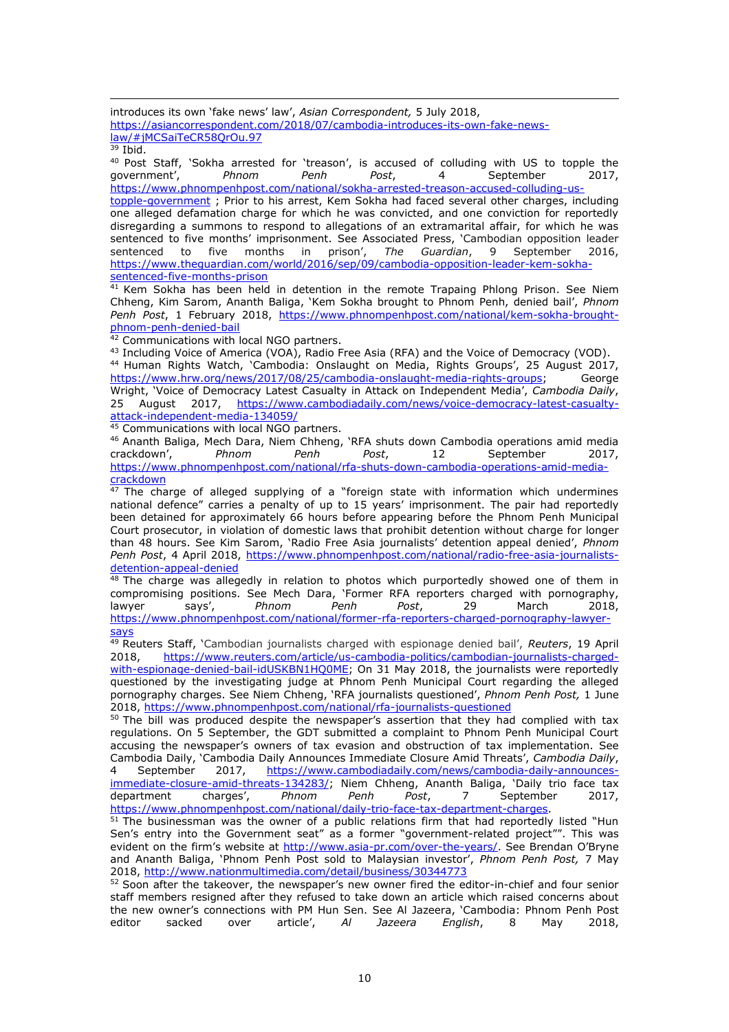introduces its own 'fake news' law', *Asian Correspondent,* 5 July 2018, https://asiancorrespondent.com/2018/07/cambodia-introduces-its-own-fake-news-law/#jMCSaiTeCR58QrOu.97

[39] Ibid.

[40] Post Staff, 'Sokha arrested for 'treason', is accused of colluding with US to topple the government', *Phnom Penh Post*, 4 September 2017, https://www.phnompenhpost.com/national/sokha-arrested-treason-accused-colluding-us-topple-government ; Prior to his arrest, Kem Sokha had faced several other charges, including one alleged defamation charge for which he was convicted, and one conviction for reportedly disregarding a summons to respond to allegations of an extramarital affair, for which he was sentenced to five months' imprisonment. See Associated Press, 'Cambodian opposition leader sentenced to five months in prison', *The Guardian*, 9 September 2016, https://www.theguardian.com/world/2016/sep/09/cambodia-opposition-leader-kem-sokha-sentenced-five-months-prison

[41] Kem Sokha has been held in detention in the remote Trapaing Phlong Prison. See Niem Chheng, Kim Sarom, Ananth Baliga, 'Kem Sokha brought to Phnom Penh, denied bail', *Phnom Penh Post*, 1 February 2018, https://www.phnompenhpost.com/national/kem-sokha-brought-phnom-penh-denied-bail

[42] Communications with local NGO partners.

[43] Including Voice of America (VOA), Radio Free Asia (RFA) and the Voice of Democracy (VOD).

[44] Human Rights Watch, 'Cambodia: Onslaught on Media, Rights Groups', 25 August 2017, https://www.hrw.org/news/2017/08/25/cambodia-onslaught-media-rights-groups; George Wright, 'Voice of Democracy Latest Casualty in Attack on Independent Media', *Cambodia Daily*, 25 August 2017, https://www.cambodiadaily.com/news/voice-democracy-latest-casualty-attack-independent-media-134059/

[45] Communications with local NGO partners.

[46] Ananth Baliga, Mech Dara, Niem Chheng, 'RFA shuts down Cambodia operations amid media crackdown', *Phnom Penh Post*, 12 September 2017, https://www.phnompenhpost.com/national/rfa-shuts-down-cambodia-operations-amid-media-crackdown

[47] The charge of alleged supplying of a "foreign state with information which undermines national defence" carries a penalty of up to 15 years' imprisonment. The pair had reportedly been detained for approximately 66 hours before appearing before the Phnom Penh Municipal Court prosecutor, in violation of domestic laws that prohibit detention without charge for longer than 48 hours. See Kim Sarom, 'Radio Free Asia journalists' detention appeal denied', *Phnom Penh Post*, 4 April 2018, https://www.phnompenhpost.com/national/radio-free-asia-journalists-detention-appeal-denied

[48] The charge was allegedly in relation to photos which purportedly showed one of them in compromising positions. See Mech Dara, 'Former RFA reporters charged with pornography, lawyer says', *Phnom Penh Post*, 29 March 2018, https://www.phnompenhpost.com/national/former-rfa-reporters-charged-pornography-lawyer-says

[49] Reuters Staff, 'Cambodian journalists charged with espionage denied bail', *Reuters*, 19 April 2018, https://www.reuters.com/article/us-cambodia-politics/cambodian-journalists-charged-with-espionage-denied-bail-idUSKBN1HQ0ME; On 31 May 2018, the journalists were reportedly questioned by the investigating judge at Phnom Penh Municipal Court regarding the alleged pornography charges. See Niem Chheng, 'RFA journalists questioned', *Phnom Penh Post,* 1 June 2018, https://www.phnompenhpost.com/national/rfa-journalists-questioned

[50] The bill was produced despite the newspaper's assertion that they had complied with tax regulations. On 5 September, the GDT submitted a complaint to Phnom Penh Municipal Court accusing the newspaper's owners of tax evasion and obstruction of tax implementation. See Cambodia Daily, 'Cambodia Daily Announces Immediate Closure Amid Threats', *Cambodia Daily*, 4 September 2017, https://www.cambodiadaily.com/news/cambodia-daily-announces-immediate-closure-amid-threats-134283/; Niem Chheng, Ananth Baliga, 'Daily trio face tax department charges', *Phnom Penh Post*, 7 September 2017, https://www.phnompenhpost.com/national/daily-trio-face-tax-department-charges.

[51] The businessman was the owner of a public relations firm that had reportedly listed "Hun Sen's entry into the Government seat" as a former "government-related project"". This was evident on the firm's website at http://www.asia-pr.com/over-the-years/. See Brendan O'Bryne and Ananth Baliga, 'Phnom Penh Post sold to Malaysian investor', *Phnom Penh Post,* 7 May 2018, http://www.nationmultimedia.com/detail/business/30344773

[52] Soon after the takeover, the newspaper's new owner fired the editor-in-chief and four senior staff members resigned after they refused to take down an article which raised concerns about the new owner's connections with PM Hun Sen. See Al Jazeera, 'Cambodia: Phnom Penh Post editor sacked over article', *Al Jazeera English*, 8 May 2018,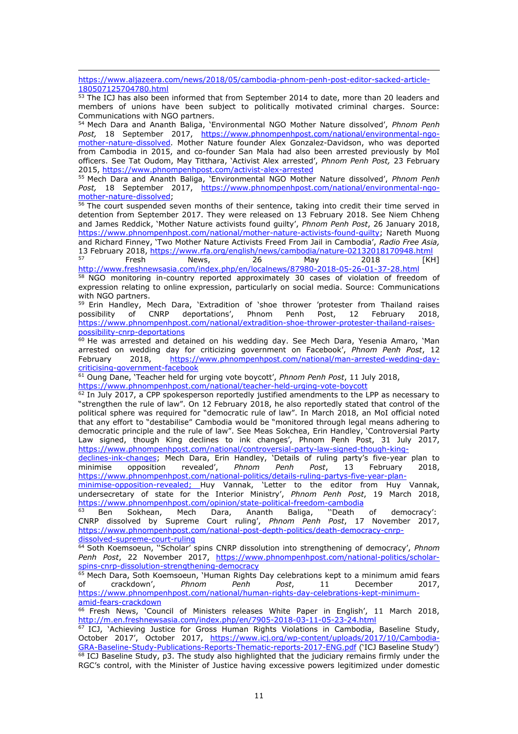https://www.aljazeera.com/news/2018/05/cambodia-phnom-penh-post-editor-sacked-article-180507125704780.html

[53] The ICJ has also been informed that from September 2014 to date, more than 20 leaders and members of unions have been subject to politically motivated criminal charges. Source: Communications with NGO partners.

[54] Mech Dara and Ananth Baliga, 'Environmental NGO Mother Nature dissolved', *Phnom Penh Post,* 18 September 2017, https://www.phnompenhpost.com/national/environmental-ngo-mother-nature-dissolved. Mother Nature founder Alex Gonzalez-Davidson, who was deported from Cambodia in 2015, and co-founder San Mala had also been arrested previously by MoI officers. See Tat Oudom, May Titthara, 'Activist Alex arrested', *Phnom Penh Post,* 23 February 2015, https://www.phnompenhpost.com/activist-alex-arrested

[55] Mech Dara and Ananth Baliga, 'Environmental NGO Mother Nature dissolved', *Phnom Penh Post,* 18 September 2017, https://www.phnompenhpost.com/national/environmental-ngo-mother-nature-dissolved;

[56] The court suspended seven months of their sentence, taking into credit their time served in detention from September 2017. They were released on 13 February 2018. See Niem Chheng and James Reddick, 'Mother Nature activists found guilty', *Phnom Penh Post*, 26 January 2018, https://www.phnompenhpost.com/national/mother-nature-activists-found-guilty; Nareth Muong and Richard Finney, 'Two Mother Nature Activists Freed From Jail in Cambodia', *Radio Free Asia,* 13 February 2018, https://www.rfa.org/english/news/cambodia/nature-02132018170948.html

[57] Fresh News, 26 May 2018 [KH] http://www.freshnewsasia.com/index.php/en/localnews/87980-2018-05-26-01-37-28.html

[58] NGO monitoring in-country reported approximately 30 cases of violation of freedom of expression relating to online expression, particularly on social media. Source: Communications with NGO partners.

[59] Erin Handley, Mech Dara, 'Extradition of 'shoe thrower 'protester from Thailand raises possibility of CNRP deportations', Phnom Penh Post, 12 February 2018, https://www.phnompenhpost.com/national/extradition-shoe-thrower-protester-thailand-raises-possibility-cnrp-deportations

[60] He was arrested and detained on his wedding day. See Mech Dara, Yesenia Amaro, 'Man arrested on wedding day for criticizing government on Facebook', *Phnom Penh Post*, 12 February 2018, https://www.phnompenhpost.com/national/man-arrested-wedding-day-criticising-government-facebook

[61] Oung Dane, 'Teacher held for urging vote boycott', *Phnom Penh Post*, 11 July 2018, https://www.phnompenhpost.com/national/teacher-held-urging-vote-boycott

[62] In July 2017, a CPP spokesperson reportedly justified amendments to the LPP as necessary to "strengthen the rule of law". On 12 February 2018, he also reportedly stated that control of the political sphere was required for "democratic rule of law". In March 2018, an MoI official noted that any effort to "destabilise" Cambodia would be "monitored through legal means adhering to democratic principle and the rule of law". See Meas Sokchea, Erin Handley, 'Controversial Party Law signed, though King declines to ink changes', Phnom Penh Post, 31 July 2017, https://www.phnompenhpost.com/national/controversial-party-law-signed-though-king-declines-ink-changes; Mech Dara, Erin Handley, 'Details of ruling party's five-year plan to minimise opposition revealed', *Phnom Penh Post*, 13 February 2018, https://www.phnompenhpost.com/national-politics/details-ruling-partys-five-year-plan-minimise-opposition-revealed; Huy Vannak, 'Letter to the editor from Huy Vannak, undersecretary of state for the Interior Ministry', *Phnom Penh Post*, 19 March 2018, https://www.phnompenhpost.com/opinion/state-political-freedom-cambodia

[63] Ben Sokhean, Mech Dara, Ananth Baliga, ''Death of democracy': CNRP dissolved by Supreme Court ruling', *Phnom Penh Post*, 17 November 2017, https://www.phnompenhpost.com/national-post-depth-politics/death-democracy-cnrp-dissolved-supreme-court-ruling

[64] Soth Koemsoeun, ''Scholar' spins CNRP dissolution into strengthening of democracy', *Phnom Penh Post*, 22 November 2017, https://www.phnompenhpost.com/national-politics/scholar-spins-cnrp-dissolution-strengthening-democracy

[65] Mech Dara, Soth Koemsoeun, 'Human Rights Day celebrations kept to a minimum amid fears of crackdown', *Phnom Penh Post*, 11 December 2017, https://www.phnompenhpost.com/national/human-rights-day-celebrations-kept-minimum-amid-fears-crackdown

[66] Fresh News, 'Council of Ministers releases White Paper in English', 11 March 2018, http://m.en.freshnewsasia.com/index.php/en/7905-2018-03-11-05-23-24.html

[67] ICJ, 'Achieving Justice for Gross Human Rights Violations in Cambodia, Baseline Study, October 2017', October 2017, https://www.icj.org/wp-content/uploads/2017/10/Cambodia-GRA-Baseline-Study-Publications-Reports-Thematic-reports-2017-ENG.pdf ('ICJ Baseline Study')

[68] ICJ Baseline Study, p3. The study also highlighted that the judiciary remains firmly under the RGC's control, with the Minister of Justice having excessive powers legitimized under domestic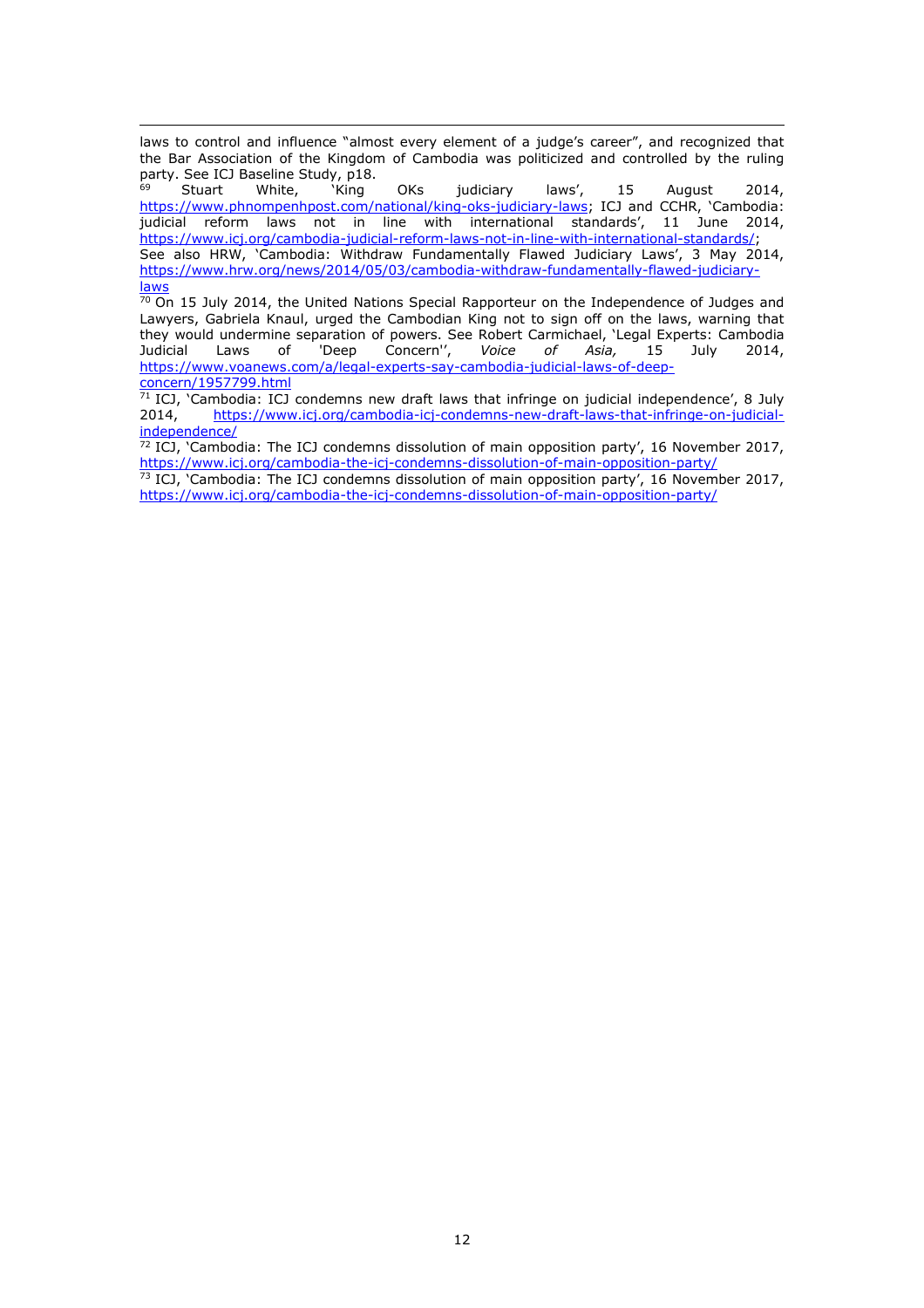laws to control and influence "almost every element of a judge's career", and recognized that the Bar Association of the Kingdom of Cambodia was politicized and controlled by the ruling party. See ICJ Baseline Study, p18.

[69] Stuart White, 'King OKs judiciary laws', 15 August 2014, https://www.phnompenhpost.com/national/king-oks-judiciary-laws; ICJ and CCHR, 'Cambodia: judicial reform laws not in line with international standards', 11 June 2014, https://www.icj.org/cambodia-judicial-reform-laws-not-in-line-with-international-standards/; See also HRW, 'Cambodia: Withdraw Fundamentally Flawed Judiciary Laws', 3 May 2014, https://www.hrw.org/news/2014/05/03/cambodia-withdraw-fundamentally-flawed-judiciary-laws

[70] On 15 July 2014, the United Nations Special Rapporteur on the Independence of Judges and Lawyers, Gabriela Knaul, urged the Cambodian King not to sign off on the laws, warning that they would undermine separation of powers. See Robert Carmichael, 'Legal Experts: Cambodia Judicial Laws of 'Deep Concern'', *Voice of Asia,* 15 July 2014, https://www.voanews.com/a/legal-experts-say-cambodia-judicial-laws-of-deep-concern/1957799.html

[71] ICJ, 'Cambodia: ICJ condemns new draft laws that infringe on judicial independence', 8 July 2014, https://www.icj.org/cambodia-icj-condemns-new-draft-laws-that-infringe-on-judicial-independence/

[72] ICJ, 'Cambodia: The ICJ condemns dissolution of main opposition party', 16 November 2017, https://www.icj.org/cambodia-the-icj-condemns-dissolution-of-main-opposition-party/

[73] ICJ, 'Cambodia: The ICJ condemns dissolution of main opposition party', 16 November 2017, https://www.icj.org/cambodia-the-icj-condemns-dissolution-of-main-opposition-party/